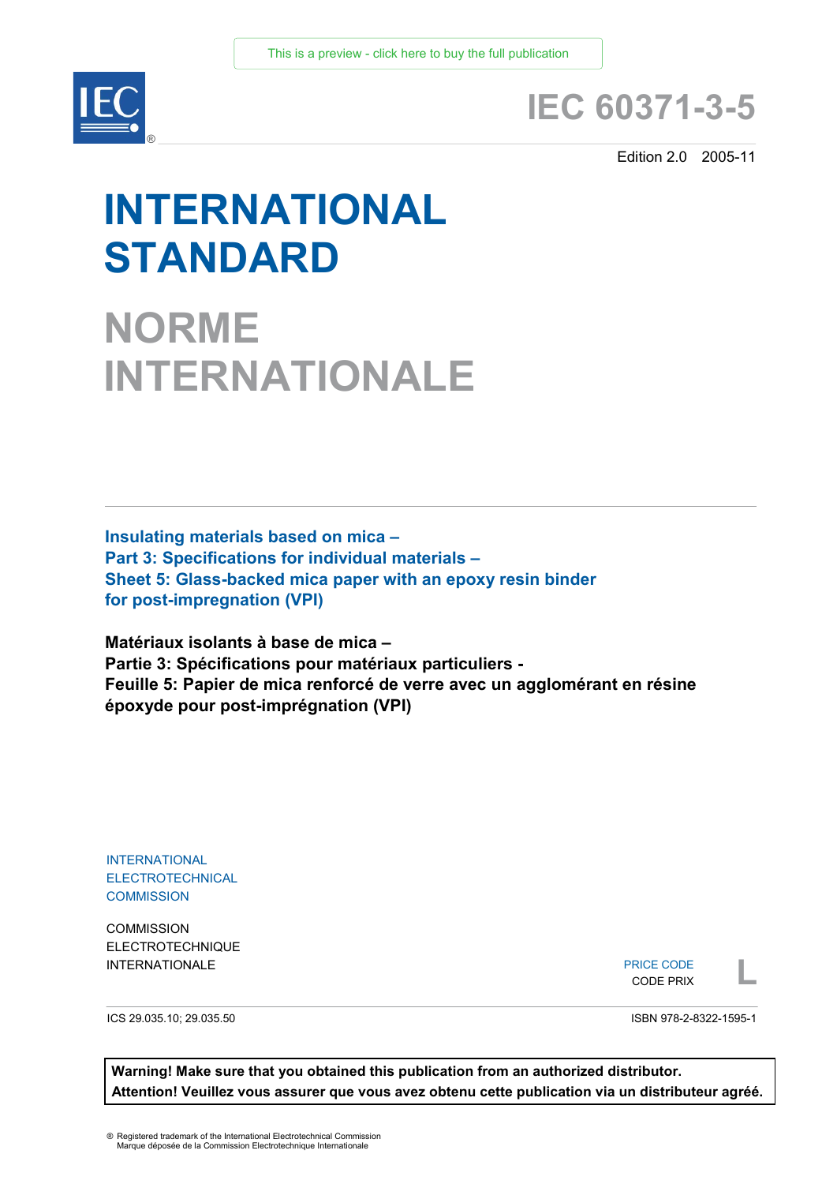This is a preview - click here to buy the full publication

# IEC 60371-3-5

Edition 2.0 2005-11

# INTERNATIONAL STANDARD

# NORME INTERNATIONALE

**Insulating materials based on mica –**
**Part 3: Specifications for individual materials –**
**Sheet 5: Glass-backed mica paper with an epoxy resin binder for post-impregnation (VPI)**

**Matériaux isolants à base de mica –**
**Partie 3: Spécifications pour matériaux particuliers -**
**Feuille 5: Papier de mica renforcé de verre avec un agglomérant en résine époxyde pour post-imprégnation (VPI)**

INTERNATIONAL
ELECTROTECHNICAL
COMMISSION

COMMISSION
ELECTROTECHNIQUE
INTERNATIONALE

PRICE CODE
CODE PRIX
**L**

ICS 29.035.10; 29.035.50

ISBN 978-2-8322-1595-1

**Warning! Make sure that you obtained this publication from an authorized distributor.**
**Attention! Veuillez vous assurer que vous avez obtenu cette publication via un distributeur agréé.**

® Registered trademark of the International Electrotechnical Commission
Marque déposée de la Commission Electrotechnique Internationale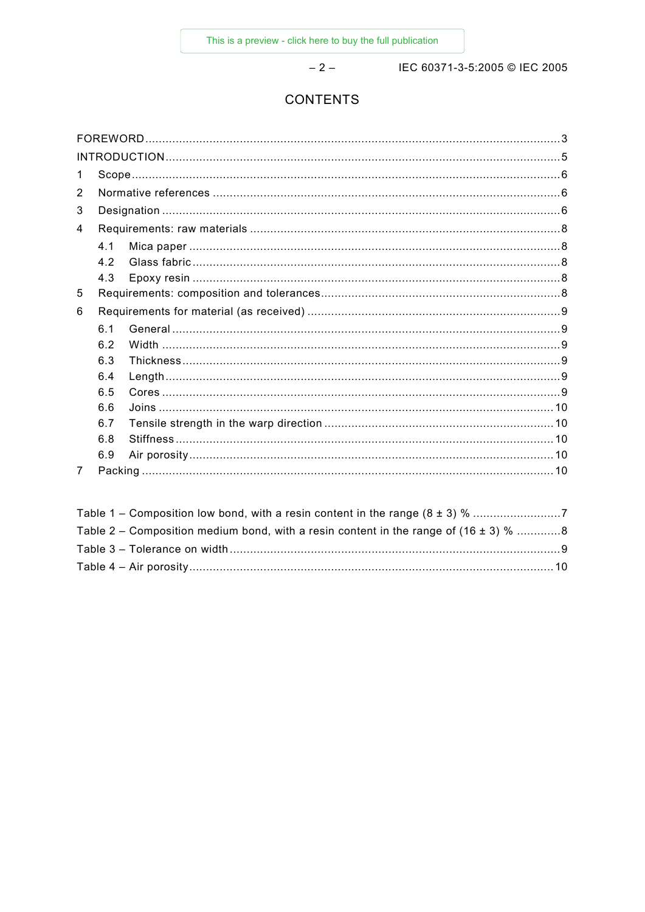# CONTENTS

FOREWORD ....................................................................................................................3

INTRODUCTION ............................................................................................................5

1 Scope ........................................................................................................................6

2 Normative references ..................................................................................................6

3 Designation ................................................................................................................6

4 Requirements: raw materials .......................................................................................8

  4.1 Mica paper ........................................................................................................8

  4.2 Glass fabric .......................................................................................................8

  4.3 Epoxy resin .......................................................................................................8

5 Requirements: composition and tolerances ...................................................................8

6 Requirements for material (as received) .......................................................................9

  6.1 General .............................................................................................................9

  6.2 Width ................................................................................................................9

  6.3 Thickness ..........................................................................................................9

  6.4 Length ...............................................................................................................9

  6.5 Cores ................................................................................................................9

  6.6 Joins ...............................................................................................................10

  6.7 Tensile strength in the warp direction ................................................................10

  6.8 Stiffness ..........................................................................................................10

  6.9 Air porosity ......................................................................................................10

7 Packing ....................................................................................................................10

Table 1 – Composition low bond, with a resin content in the range (8 ± 3) % ..........................7

Table 2 – Composition medium bond, with a resin content in the range of (16 ± 3) % .............8

Table 3 – Tolerance on width ...............................................................................................9

Table 4 – Air porosity .........................................................................................................10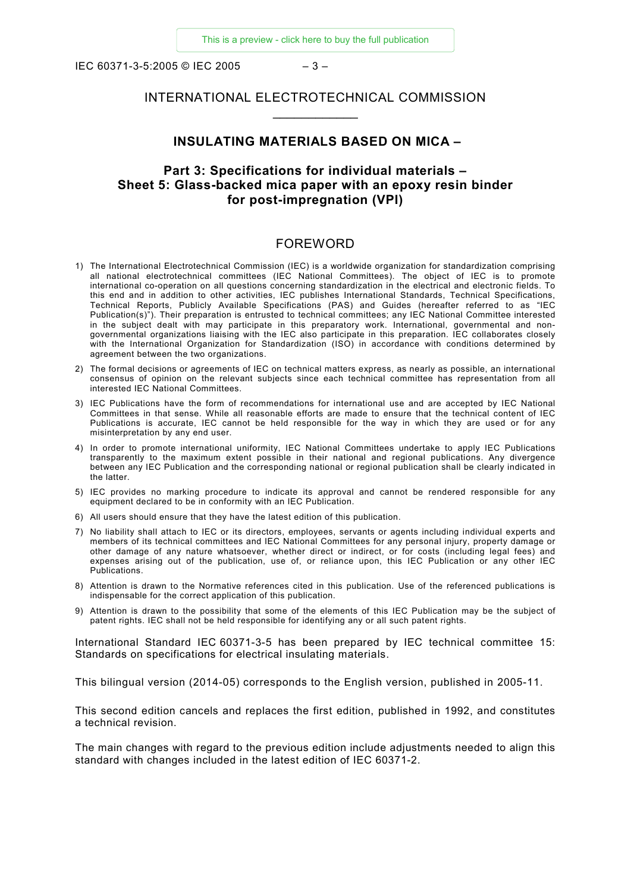# INTERNATIONAL ELECTROTECHNICAL COMMISSION

## INSULATING MATERIALS BASED ON MICA –

## Part 3: Specifications for individual materials – Sheet 5: Glass-backed mica paper with an epoxy resin binder for post-impregnation (VPI)

## FOREWORD

1) The International Electrotechnical Commission (IEC) is a worldwide organization for standardization comprising all national electrotechnical committees (IEC National Committees). The object of IEC is to promote international co-operation on all questions concerning standardization in the electrical and electronic fields. To this end and in addition to other activities, IEC publishes International Standards, Technical Specifications, Technical Reports, Publicly Available Specifications (PAS) and Guides (hereafter referred to as "IEC Publication(s)"). Their preparation is entrusted to technical committees; any IEC National Committee interested in the subject dealt with may participate in this preparatory work. International, governmental and non-governmental organizations liaising with the IEC also participate in this preparation. IEC collaborates closely with the International Organization for Standardization (ISO) in accordance with conditions determined by agreement between the two organizations.

2) The formal decisions or agreements of IEC on technical matters express, as nearly as possible, an international consensus of opinion on the relevant subjects since each technical committee has representation from all interested IEC National Committees.

3) IEC Publications have the form of recommendations for international use and are accepted by IEC National Committees in that sense. While all reasonable efforts are made to ensure that the technical content of IEC Publications is accurate, IEC cannot be held responsible for the way in which they are used or for any misinterpretation by any end user.

4) In order to promote international uniformity, IEC National Committees undertake to apply IEC Publications transparently to the maximum extent possible in their national and regional publications. Any divergence between any IEC Publication and the corresponding national or regional publication shall be clearly indicated in the latter.

5) IEC provides no marking procedure to indicate its approval and cannot be rendered responsible for any equipment declared to be in conformity with an IEC Publication.

6) All users should ensure that they have the latest edition of this publication.

7) No liability shall attach to IEC or its directors, employees, servants or agents including individual experts and members of its technical committees and IEC National Committees for any personal injury, property damage or other damage of any nature whatsoever, whether direct or indirect, or for costs (including legal fees) and expenses arising out of the publication, use of, or reliance upon, this IEC Publication or any other IEC Publications.

8) Attention is drawn to the Normative references cited in this publication. Use of the referenced publications is indispensable for the correct application of this publication.

9) Attention is drawn to the possibility that some of the elements of this IEC Publication may be the subject of patent rights. IEC shall not be held responsible for identifying any or all such patent rights.

International Standard IEC 60371-3-5 has been prepared by IEC technical committee 15: Standards on specifications for electrical insulating materials.

This bilingual version (2014-05) corresponds to the English version, published in 2005-11.

This second edition cancels and replaces the first edition, published in 1992, and constitutes a technical revision.

The main changes with regard to the previous edition include adjustments needed to align this standard with changes included in the latest edition of IEC 60371-2.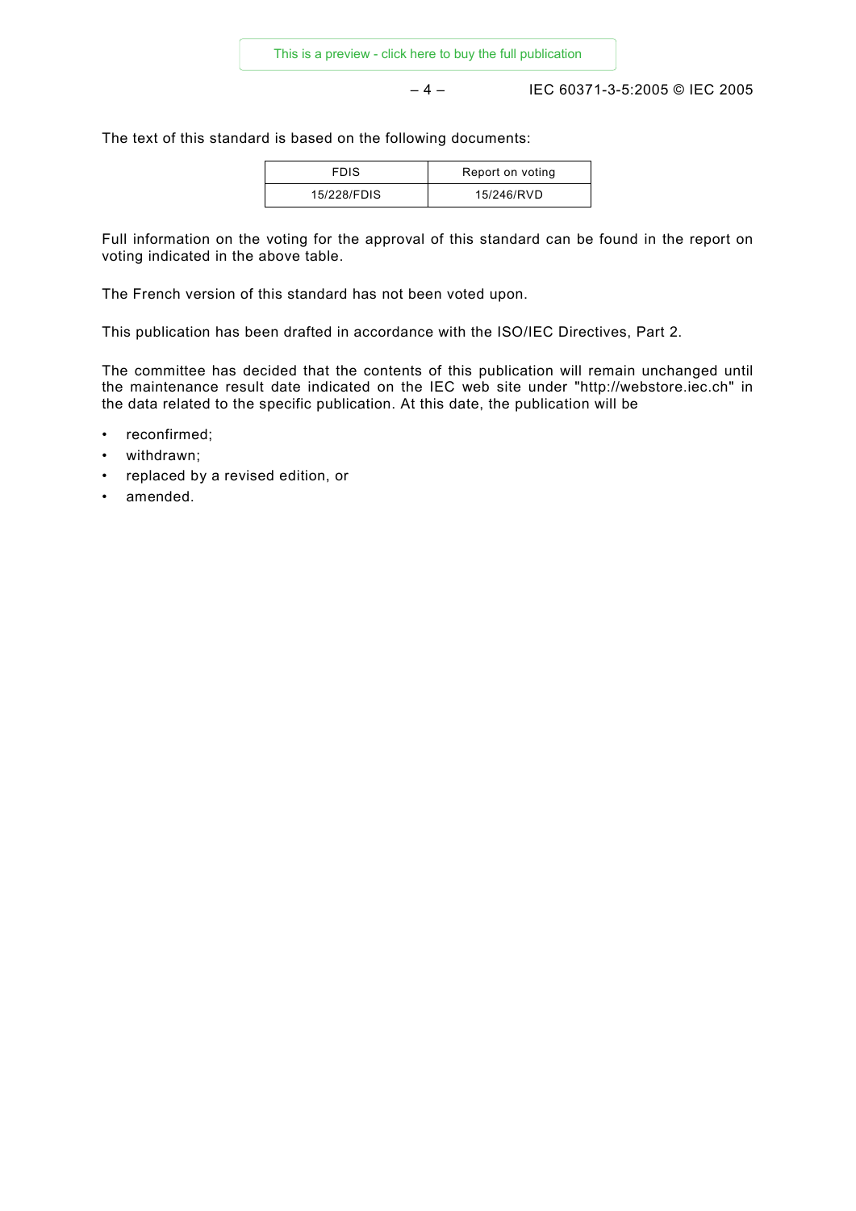The text of this standard is based on the following documents:

| FDIS | Report on voting |
| --- | --- |
| 15/228/FDIS | 15/246/RVD |

Full information on the voting for the approval of this standard can be found in the report on voting indicated in the above table.

The French version of this standard has not been voted upon.

This publication has been drafted in accordance with the ISO/IEC Directives, Part 2.

The committee has decided that the contents of this publication will remain unchanged until the maintenance result date indicated on the IEC web site under "http://webstore.iec.ch" in the data related to the specific publication. At this date, the publication will be

- reconfirmed;
- withdrawn;
- replaced by a revised edition, or
- amended.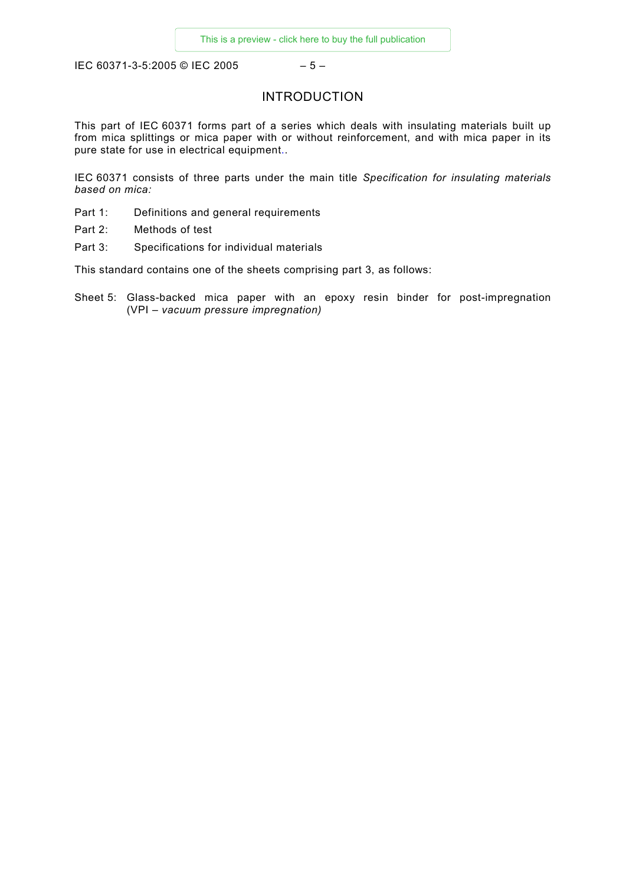# INTRODUCTION

This part of IEC 60371 forms part of a series which deals with insulating materials built up from mica splittings or mica paper with or without reinforcement, and with mica paper in its pure state for use in electrical equipment..

IEC 60371 consists of three parts under the main title *Specification for insulating materials based on mica:*

Part 1: Definitions and general requirements

Part 2: Methods of test

Part 3: Specifications for individual materials

This standard contains one of the sheets comprising part 3, as follows:

Sheet 5: Glass-backed mica paper with an epoxy resin binder for post-impregnation (VPI – *vacuum pressure impregnation)*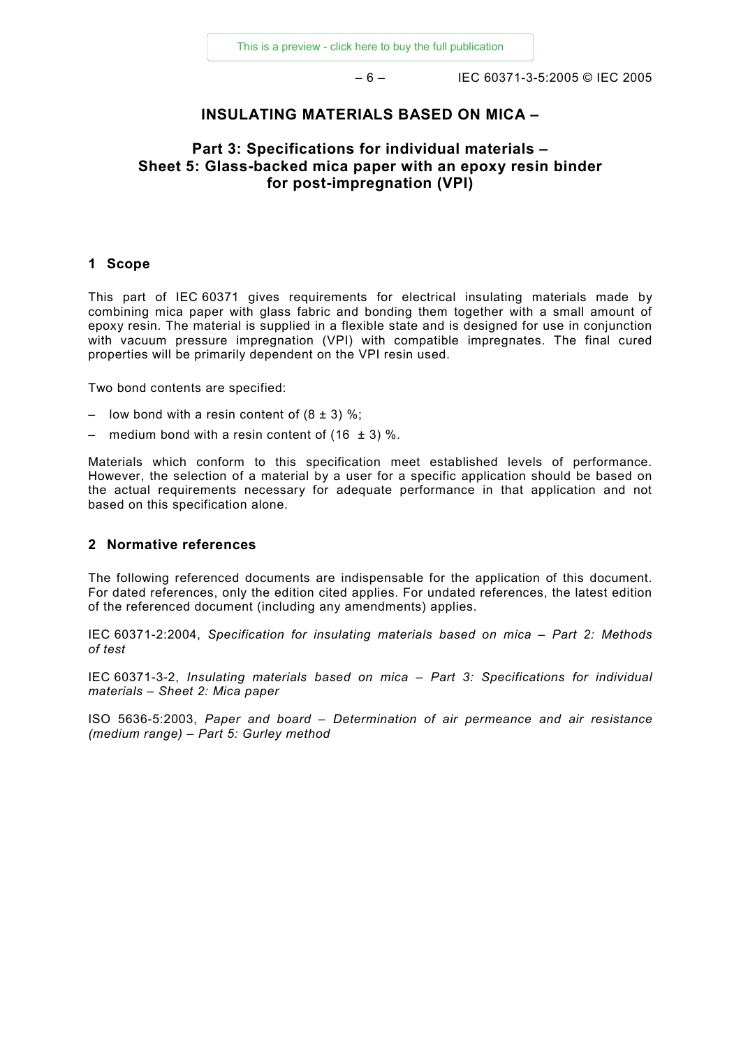# INSULATING MATERIALS BASED ON MICA –

## Part 3: Specifications for individual materials – Sheet 5: Glass-backed mica paper with an epoxy resin binder for post-impregnation (VPI)

### 1 Scope

This part of IEC 60371 gives requirements for electrical insulating materials made by combining mica paper with glass fabric and bonding them together with a small amount of epoxy resin. The material is supplied in a flexible state and is designed for use in conjunction with vacuum pressure impregnation (VPI) with compatible impregnates. The final cured properties will be primarily dependent on the VPI resin used.

Two bond contents are specified:

– low bond with a resin content of (8 ± 3) %;

– medium bond with a resin content of (16 ± 3) %.

Materials which conform to this specification meet established levels of performance. However, the selection of a material by a user for a specific application should be based on the actual requirements necessary for adequate performance in that application and not based on this specification alone.

### 2 Normative references

The following referenced documents are indispensable for the application of this document. For dated references, only the edition cited applies. For undated references, the latest edition of the referenced document (including any amendments) applies.

IEC 60371-2:2004, *Specification for insulating materials based on mica – Part 2: Methods of test*

IEC 60371-3-2, *Insulating materials based on mica – Part 3: Specifications for individual materials – Sheet 2: Mica paper*

ISO 5636-5:2003, *Paper and board – Determination of air permeance and air resistance (medium range) – Part 5: Gurley method*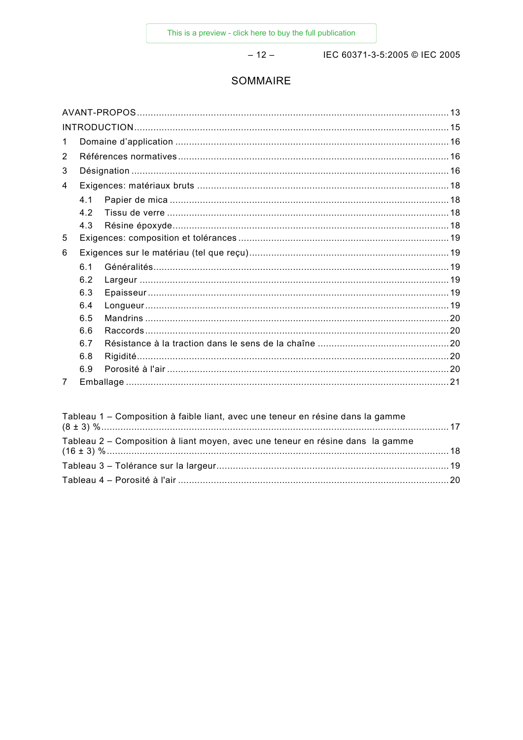# SOMMAIRE

AVANT-PROPOS ........................................................................................................................ 13

INTRODUCTION ........................................................................................................................ 15

1 Domaine d'application ......................................................................................................... 16

2 Références normatives ........................................................................................................ 16

3 Désignation ......................................................................................................................... 16

4 Exigences: matériaux bruts ................................................................................................. 18

4.1 Papier de mica ............................................................................................................ 18

4.2 Tissu de verre ............................................................................................................. 18

4.3 Résine époxyde ........................................................................................................... 18

5 Exigences: composition et tolérances ................................................................................. 19

6 Exigences sur le matériau (tel que reçu) .............................................................................. 19

6.1 Généralités .................................................................................................................. 19

6.2 Largeur ....................................................................................................................... 19

6.3 Epaisseur .................................................................................................................... 19

6.4 Longueur ..................................................................................................................... 19

6.5 Mandrins ..................................................................................................................... 20

6.6 Raccords ..................................................................................................................... 20

6.7 Résistance à la traction dans le sens de la chaîne ....................................................... 20

6.8 Rigidité ........................................................................................................................ 20

6.9 Porosité à l'air ............................................................................................................. 20

7 Emballage ........................................................................................................................... 21

Tableau 1 – Composition à faible liant, avec une teneur en résine dans la gamme (8 ± 3) % ........................................................................................................................................ 17

Tableau 2 – Composition à liant moyen, avec une teneur en résine dans la gamme (16 ± 3) % ...................................................................................................................................... 18

Tableau 3 – Tolérance sur la largeur ......................................................................................... 19

Tableau 4 – Porosité à l'air ....................................................................................................... 20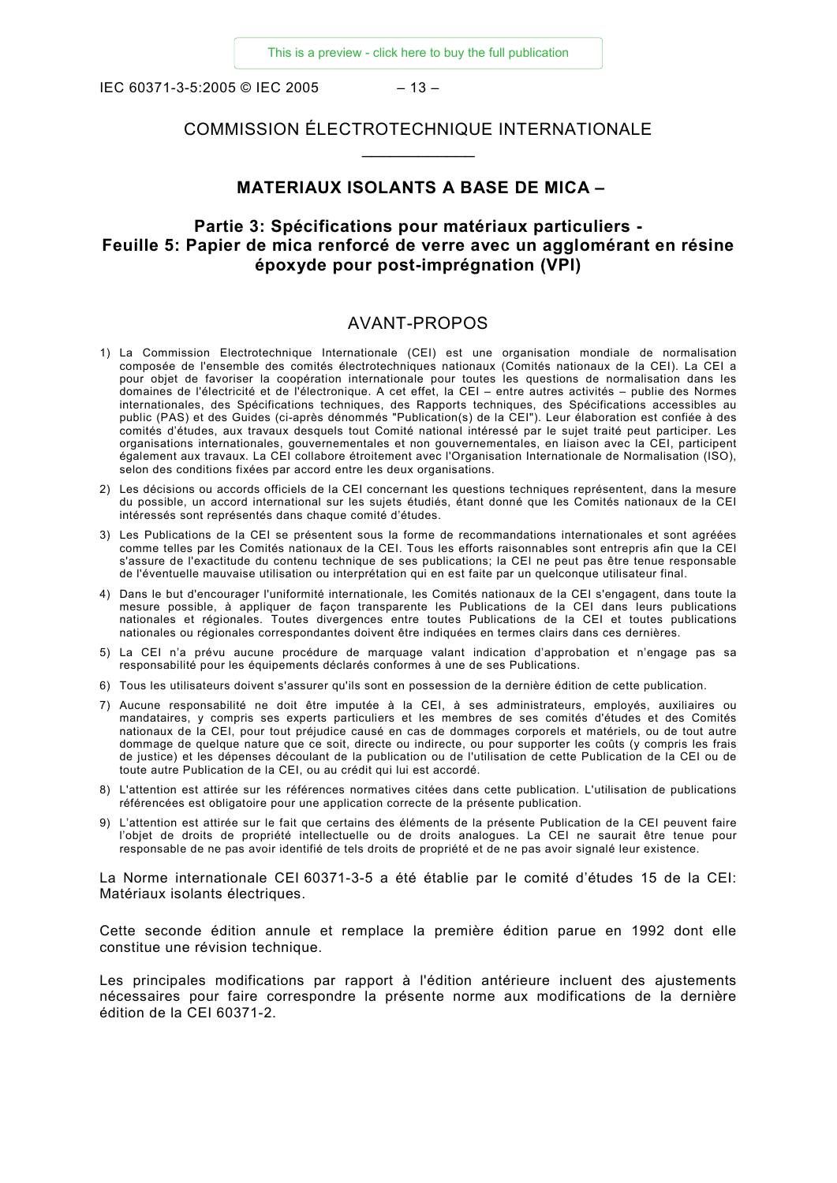# COMMISSION ÉLECTROTECHNIQUE INTERNATIONALE

___________

## MATERIAUX ISOLANTS A BASE DE MICA –

## Partie 3: Spécifications pour matériaux particuliers - Feuille 5: Papier de mica renforcé de verre avec un agglomérant en résine époxyde pour post-imprégnation (VPI)

## AVANT-PROPOS

1) La Commission Electrotechnique Internationale (CEI) est une organisation mondiale de normalisation composée de l'ensemble des comités électrotechniques nationaux (Comités nationaux de la CEI). La CEI a pour objet de favoriser la coopération internationale pour toutes les questions de normalisation dans les domaines de l'électricité et de l'électronique. A cet effet, la CEI – entre autres activités – publie des Normes internationales, des Spécifications techniques, des Rapports techniques, des Spécifications accessibles au public (PAS) et des Guides (ci-après dénommés "Publication(s) de la CEI"). Leur élaboration est confiée à des comités d'études, aux travaux desquels tout Comité national intéressé par le sujet traité peut participer. Les organisations internationales, gouvernementales et non gouvernementales, en liaison avec la CEI, participent également aux travaux. La CEI collabore étroitement avec l'Organisation Internationale de Normalisation (ISO), selon des conditions fixées par accord entre les deux organisations.
2) Les décisions ou accords officiels de la CEI concernant les questions techniques représentent, dans la mesure du possible, un accord international sur les sujets étudiés, étant donné que les Comités nationaux de la CEI intéressés sont représentés dans chaque comité d'études.
3) Les Publications de la CEI se présentent sous la forme de recommandations internationales et sont agréées comme telles par les Comités nationaux de la CEI. Tous les efforts raisonnables sont entrepris afin que la CEI s'assure de l'exactitude du contenu technique de ses publications; la CEI ne peut pas être tenue responsable de l'éventuelle mauvaise utilisation ou interprétation qui en est faite par un quelconque utilisateur final.
4) Dans le but d'encourager l'uniformité internationale, les Comités nationaux de la CEI s'engagent, dans toute la mesure possible, à appliquer de façon transparente les Publications de la CEI dans leurs publications nationales et régionales. Toutes divergences entre toutes Publications de la CEI et toutes publications nationales ou régionales correspondantes doivent être indiquées en termes clairs dans ces dernières.
5) La CEI n'a prévu aucune procédure de marquage valant indication d'approbation et n'engage pas sa responsabilité pour les équipements déclarés conformes à une de ses Publications.
6) Tous les utilisateurs doivent s'assurer qu'ils sont en possession de la dernière édition de cette publication.
7) Aucune responsabilité ne doit être imputée à la CEI, à ses administrateurs, employés, auxiliaires ou mandataires, y compris ses experts particuliers et les membres de ses comités d'études et des Comités nationaux de la CEI, pour tout préjudice causé en cas de dommages corporels et matériels, ou de tout autre dommage de quelque nature que ce soit, directe ou indirecte, ou pour supporter les coûts (y compris les frais de justice) et les dépenses découlant de la publication ou de l'utilisation de cette Publication de la CEI ou de toute autre Publication de la CEI, ou au crédit qui lui est accordé.
8) L'attention est attirée sur les références normatives citées dans cette publication. L'utilisation de publications référencées est obligatoire pour une application correcte de la présente publication.
9) L'attention est attirée sur le fait que certains des éléments de la présente Publication de la CEI peuvent faire l'objet de droits de propriété intellectuelle ou de droits analogues. La CEI ne saurait être tenue pour responsable de ne pas avoir identifié de tels droits de propriété et de ne pas avoir signalé leur existence.

La Norme internationale CEI 60371-3-5 a été établie par le comité d'études 15 de la CEI: Matériaux isolants électriques.

Cette seconde édition annule et remplace la première édition parue en 1992 dont elle constitue une révision technique.

Les principales modifications par rapport à l'édition antérieure incluent des ajustements nécessaires pour faire correspondre la présente norme aux modifications de la dernière édition de la CEI 60371-2.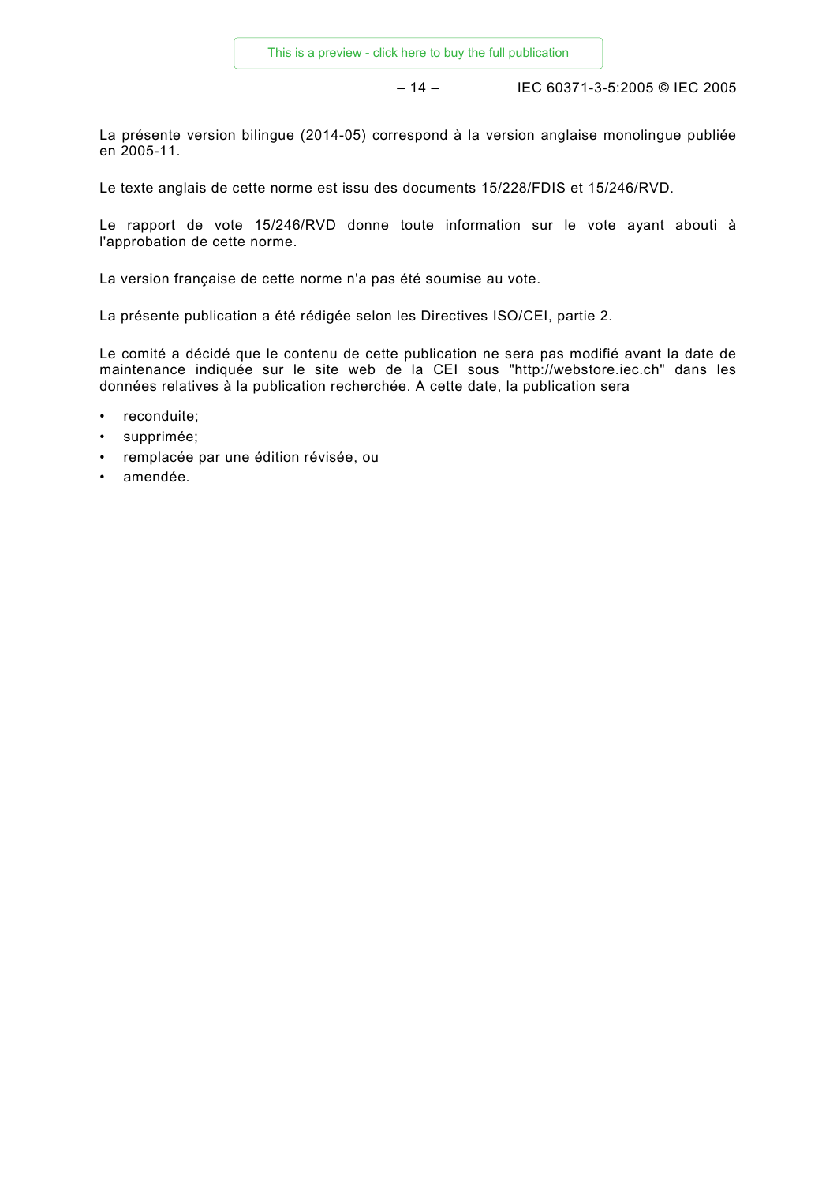La présente version bilingue (2014-05) correspond à la version anglaise monolingue publiée en 2005-11.

Le texte anglais de cette norme est issu des documents 15/228/FDIS et 15/246/RVD.

Le rapport de vote 15/246/RVD donne toute information sur le vote ayant abouti à l'approbation de cette norme.

La version française de cette norme n'a pas été soumise au vote.

La présente publication a été rédigée selon les Directives ISO/CEI, partie 2.

Le comité a décidé que le contenu de cette publication ne sera pas modifié avant la date de maintenance indiquée sur le site web de la CEI sous "http://webstore.iec.ch" dans les données relatives à la publication recherchée. A cette date, la publication sera

- reconduite;
- supprimée;
- remplacée par une édition révisée, ou
- amendée.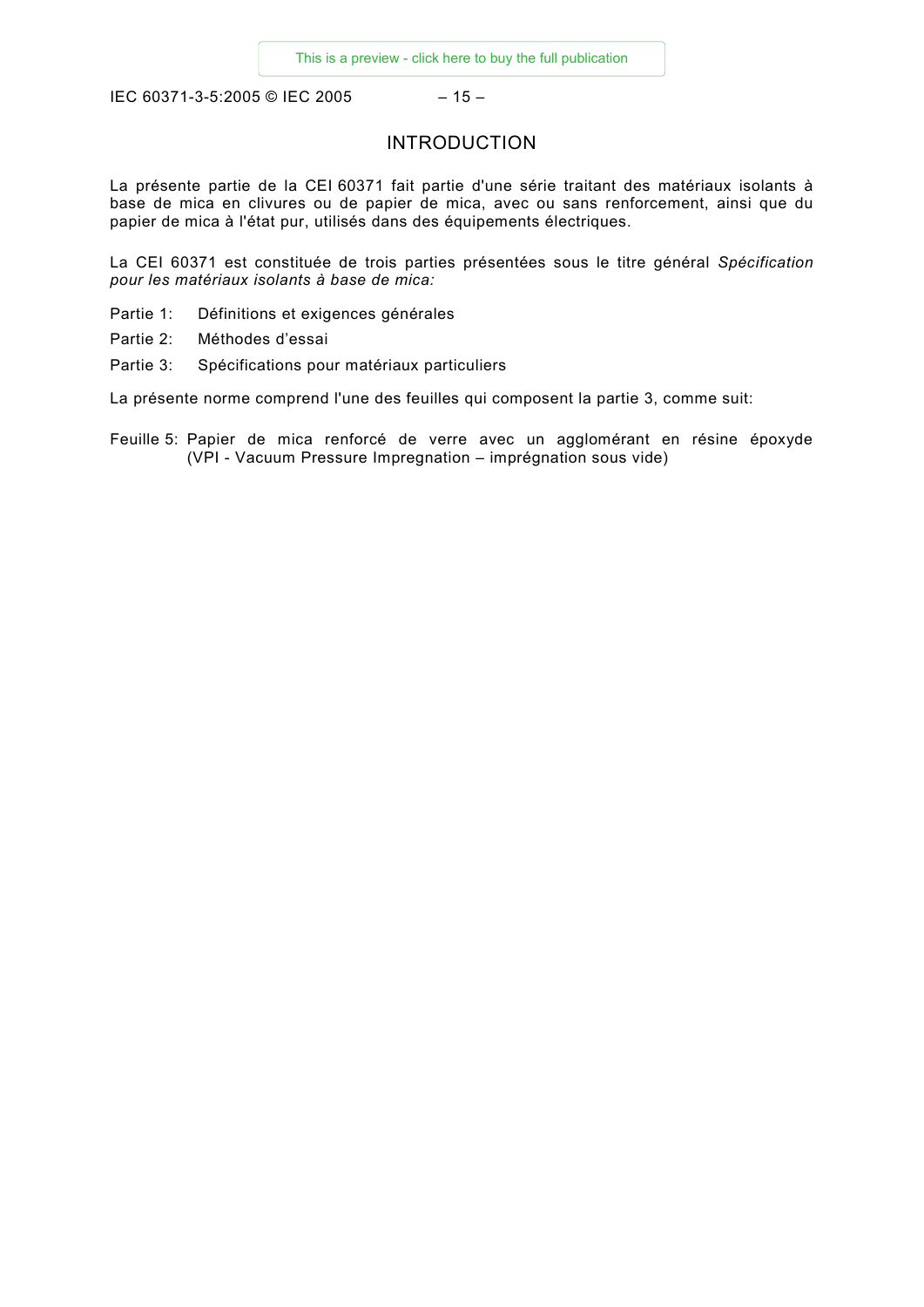# INTRODUCTION

La présente partie de la CEI 60371 fait partie d'une série traitant des matériaux isolants à base de mica en clivures ou de papier de mica, avec ou sans renforcement, ainsi que du papier de mica à l'état pur, utilisés dans des équipements électriques.

La CEI 60371 est constituée de trois parties présentées sous le titre général *Spécification pour les matériaux isolants à base de mica:*

Partie 1: Définitions et exigences générales

Partie 2: Méthodes d'essai

Partie 3: Spécifications pour matériaux particuliers

La présente norme comprend l'une des feuilles qui composent la partie 3, comme suit:

Feuille 5: Papier de mica renforcé de verre avec un agglomérant en résine époxyde (VPI - Vacuum Pressure Impregnation – imprégnation sous vide)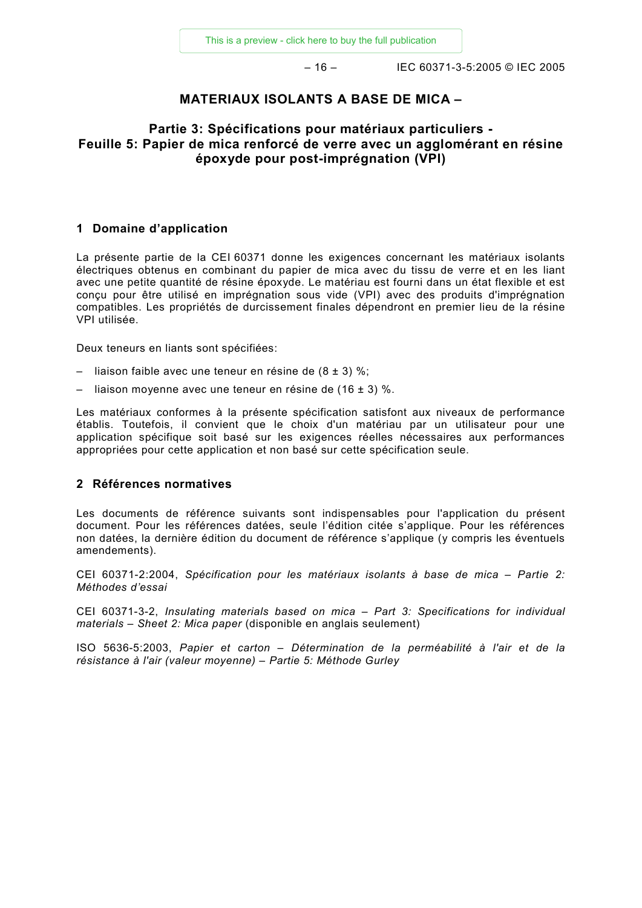# MATERIAUX ISOLANTS A BASE DE MICA –

## Partie 3: Spécifications pour matériaux particuliers - Feuille 5: Papier de mica renforcé de verre avec un agglomérant en résine époxyde pour post-imprégnation (VPI)

### 1 Domaine d'application

La présente partie de la CEI 60371 donne les exigences concernant les matériaux isolants électriques obtenus en combinant du papier de mica avec du tissu de verre et en les liant avec une petite quantité de résine époxyde. Le matériau est fourni dans un état flexible et est conçu pour être utilisé en imprégnation sous vide (VPI) avec des produits d'imprégnation compatibles. Les propriétés de durcissement finales dépendront en premier lieu de la résine VPI utilisée.

Deux teneurs en liants sont spécifiées:

– liaison faible avec une teneur en résine de (8 ± 3) %;

– liaison moyenne avec une teneur en résine de (16 ± 3) %.

Les matériaux conformes à la présente spécification satisfont aux niveaux de performance établis. Toutefois, il convient que le choix d'un matériau par un utilisateur pour une application spécifique soit basé sur les exigences réelles nécessaires aux performances appropriées pour cette application et non basé sur cette spécification seule.

### 2 Références normatives

Les documents de référence suivants sont indispensables pour l'application du présent document. Pour les références datées, seule l'édition citée s'applique. Pour les références non datées, la dernière édition du document de référence s'applique (y compris les éventuels amendements).

CEI 60371-2:2004, *Spécification pour les matériaux isolants à base de mica – Partie 2: Méthodes d'essai*

CEI 60371-3-2, *Insulating materials based on mica – Part 3: Specifications for individual materials – Sheet 2: Mica paper* (disponible en anglais seulement)

ISO 5636-5:2003, *Papier et carton – Détermination de la perméabilité à l'air et de la résistance à l'air (valeur moyenne) – Partie 5: Méthode Gurley*